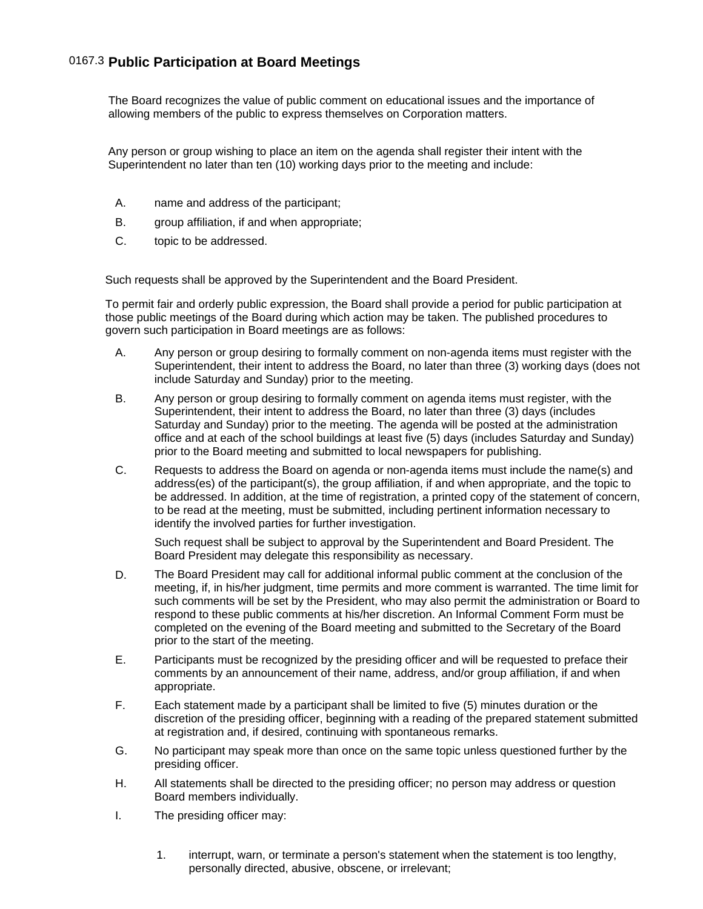# 0167.3 Public Participation at Board Meetings

The Board recognizes the value of public comment on educational issues and the importance of allowing members of the public to express themselves on Corporation matters.

Any person or group wishing to place an item on the agenda shall register their intent with the Superintendent no later than ten (10) working days prior to the meeting and include:

A. name and address of the participant;

B. group affiliation, if and when appropriate;

C. topic to be addressed.

Such requests shall be approved by the Superintendent and the Board President.

To permit fair and orderly public expression, the Board shall provide a period for public participation at those public meetings of the Board during which action may be taken. The published procedures to govern such participation in Board meetings are as follows:

A. Any person or group desiring to formally comment on non-agenda items must register with the Superintendent, their intent to address the Board, no later than three (3) working days (does not include Saturday and Sunday) prior to the meeting.

B. Any person or group desiring to formally comment on agenda items must register, with the Superintendent, their intent to address the Board, no later than three (3) days (includes Saturday and Sunday) prior to the meeting. The agenda will be posted at the administration office and at each of the school buildings at least five (5) days (includes Saturday and Sunday) prior to the Board meeting and submitted to local newspapers for publishing.

C. Requests to address the Board on agenda or non-agenda items must include the name(s) and address(es) of the participant(s), the group affiliation, if and when appropriate, and the topic to be addressed. In addition, at the time of registration, a printed copy of the statement of concern, to be read at the meeting, must be submitted, including pertinent information necessary to identify the involved parties for further investigation.

   Such request shall be subject to approval by the Superintendent and Board President. The Board President may delegate this responsibility as necessary.

D. The Board President may call for additional informal public comment at the conclusion of the meeting, if, in his/her judgment, time permits and more comment is warranted. The time limit for such comments will be set by the President, who may also permit the administration or Board to respond to these public comments at his/her discretion. An Informal Comment Form must be completed on the evening of the Board meeting and submitted to the Secretary of the Board prior to the start of the meeting.

E. Participants must be recognized by the presiding officer and will be requested to preface their comments by an announcement of their name, address, and/or group affiliation, if and when appropriate.

F. Each statement made by a participant shall be limited to five (5) minutes duration or the discretion of the presiding officer, beginning with a reading of the prepared statement submitted at registration and, if desired, continuing with spontaneous remarks.

G. No participant may speak more than once on the same topic unless questioned further by the presiding officer.

H. All statements shall be directed to the presiding officer; no person may address or question Board members individually.

I. The presiding officer may:

   1. interrupt, warn, or terminate a person's statement when the statement is too lengthy, personally directed, abusive, obscene, or irrelevant;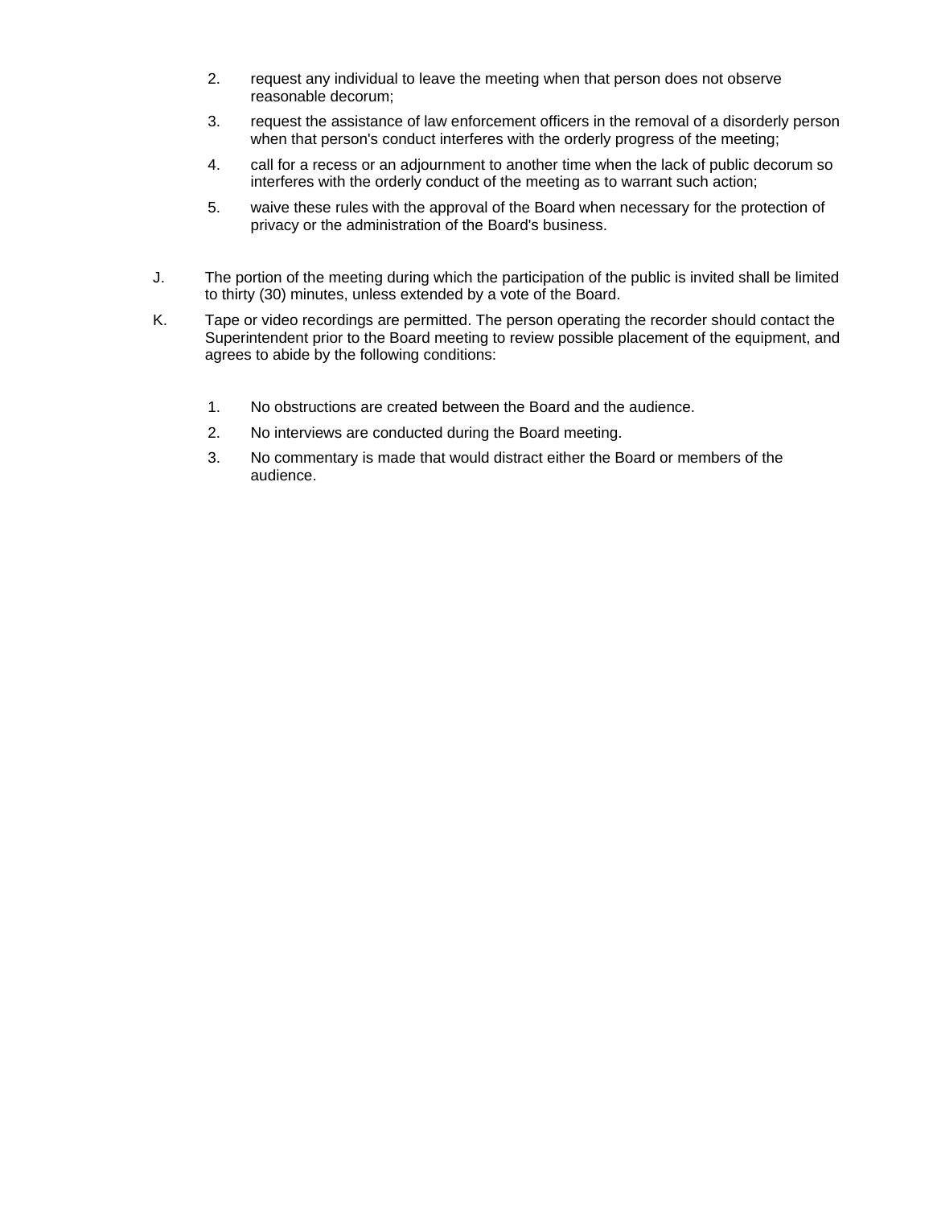2. request any individual to leave the meeting when that person does not observe reasonable decorum;
3. request the assistance of law enforcement officers in the removal of a disorderly person when that person's conduct interferes with the orderly progress of the meeting;
4. call for a recess or an adjournment to another time when the lack of public decorum so interferes with the orderly conduct of the meeting as to warrant such action;
5. waive these rules with the approval of the Board when necessary for the protection of privacy or the administration of the Board's business.

J. The portion of the meeting during which the participation of the public is invited shall be limited to thirty (30) minutes, unless extended by a vote of the Board.

K. Tape or video recordings are permitted. The person operating the recorder should contact the Superintendent prior to the Board meeting to review possible placement of the equipment, and agrees to abide by the following conditions:

1. No obstructions are created between the Board and the audience.
2. No interviews are conducted during the Board meeting.
3. No commentary is made that would distract either the Board or members of the audience.